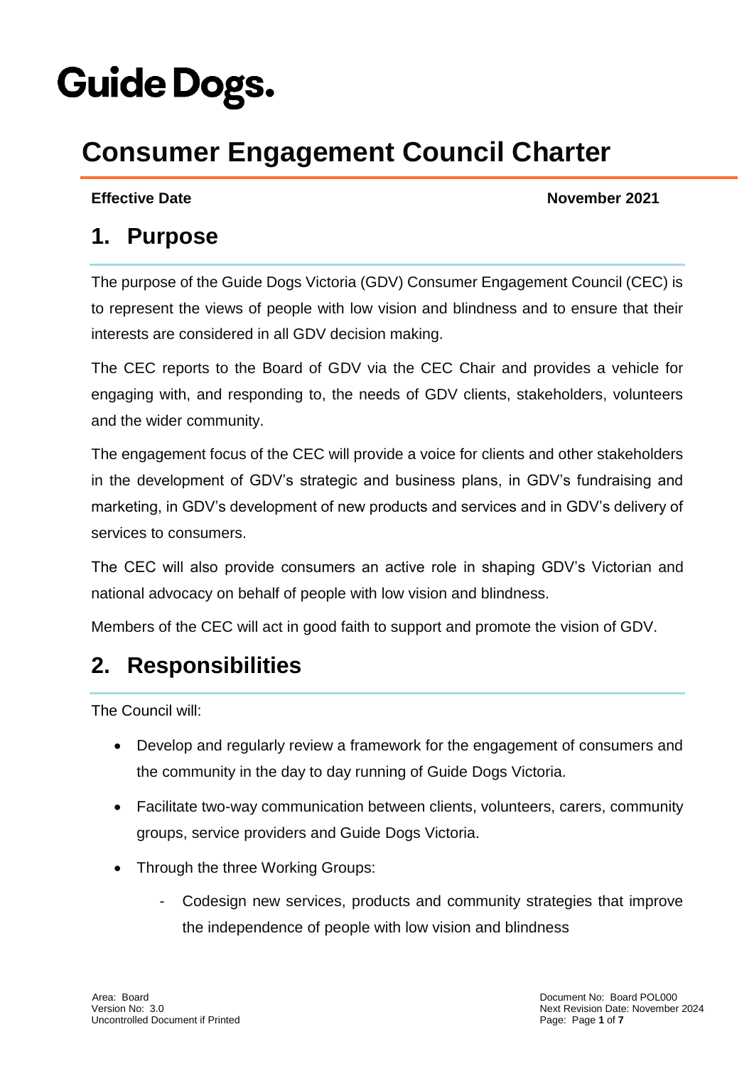Guide Dogs.

# Consumer Engagement Council Charter

**Effective Date** **November 2021**

## 1. Purpose

The purpose of the Guide Dogs Victoria (GDV) Consumer Engagement Council (CEC) is to represent the views of people with low vision and blindness and to ensure that their interests are considered in all GDV decision making.

The CEC reports to the Board of GDV via the CEC Chair and provides a vehicle for engaging with, and responding to, the needs of GDV clients, stakeholders, volunteers and the wider community.

The engagement focus of the CEC will provide a voice for clients and other stakeholders in the development of GDV's strategic and business plans, in GDV's fundraising and marketing, in GDV's development of new products and services and in GDV's delivery of services to consumers.

The CEC will also provide consumers an active role in shaping GDV's Victorian and national advocacy on behalf of people with low vision and blindness.

Members of the CEC will act in good faith to support and promote the vision of GDV.

## 2. Responsibilities

The Council will:

- Develop and regularly review a framework for the engagement of consumers and the community in the day to day running of Guide Dogs Victoria.
- Facilitate two-way communication between clients, volunteers, carers, community groups, service providers and Guide Dogs Victoria.
- Through the three Working Groups:
    - Codesign new services, products and community strategies that improve the independence of people with low vision and blindness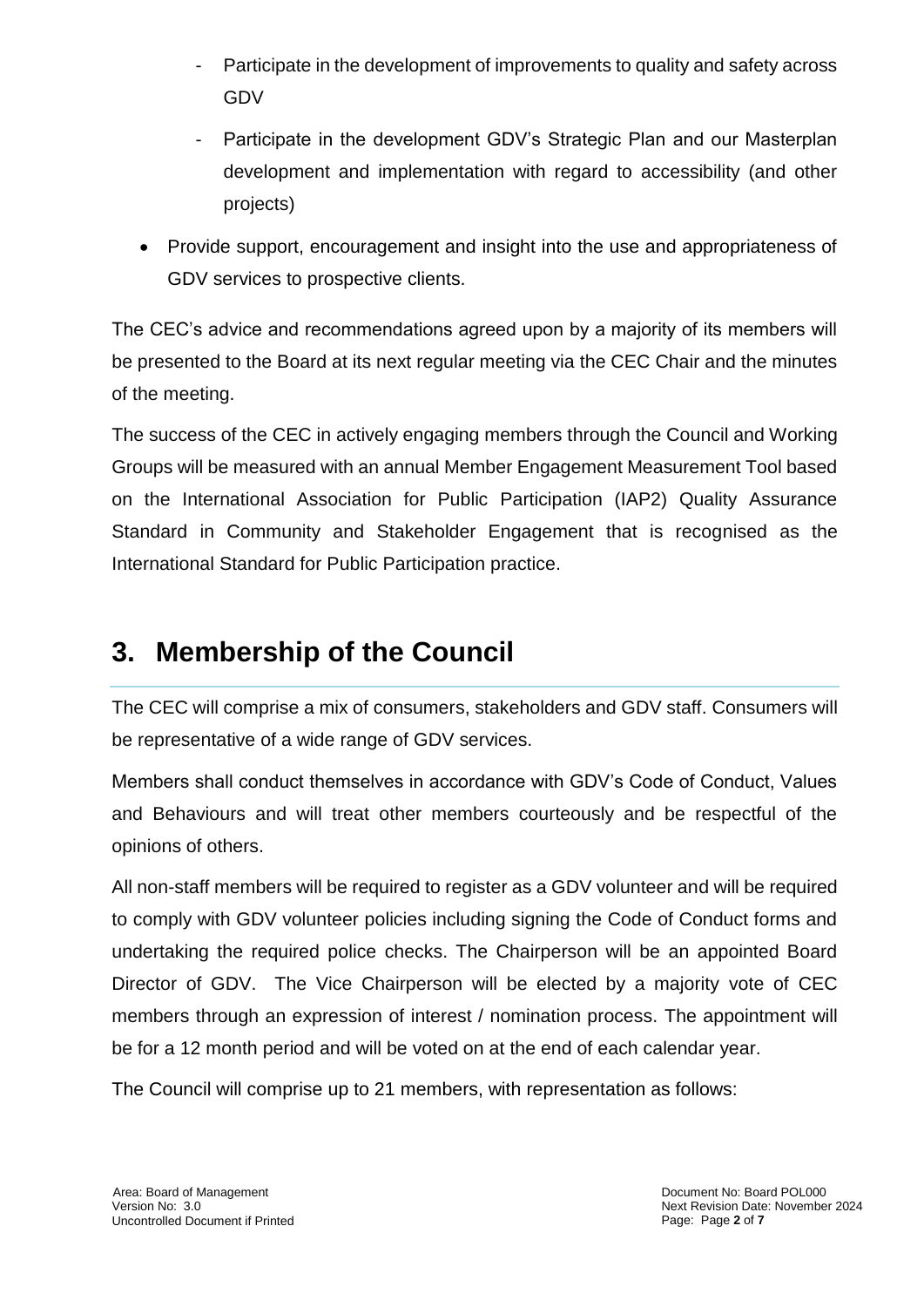- Participate in the development of improvements to quality and safety across GDV
  - Participate in the development GDV's Strategic Plan and our Masterplan development and implementation with regard to accessibility (and other projects)
- Provide support, encouragement and insight into the use and appropriateness of GDV services to prospective clients.

The CEC's advice and recommendations agreed upon by a majority of its members will be presented to the Board at its next regular meeting via the CEC Chair and the minutes of the meeting.

The success of the CEC in actively engaging members through the Council and Working Groups will be measured with an annual Member Engagement Measurement Tool based on the International Association for Public Participation (IAP2) Quality Assurance Standard in Community and Stakeholder Engagement that is recognised as the International Standard for Public Participation practice.

# 3. Membership of the Council

The CEC will comprise a mix of consumers, stakeholders and GDV staff. Consumers will be representative of a wide range of GDV services.

Members shall conduct themselves in accordance with GDV's Code of Conduct, Values and Behaviours and will treat other members courteously and be respectful of the opinions of others.

All non-staff members will be required to register as a GDV volunteer and will be required to comply with GDV volunteer policies including signing the Code of Conduct forms and undertaking the required police checks. The Chairperson will be an appointed Board Director of GDV. The Vice Chairperson will be elected by a majority vote of CEC members through an expression of interest / nomination process. The appointment will be for a 12 month period and will be voted on at the end of each calendar year.

The Council will comprise up to 21 members, with representation as follows: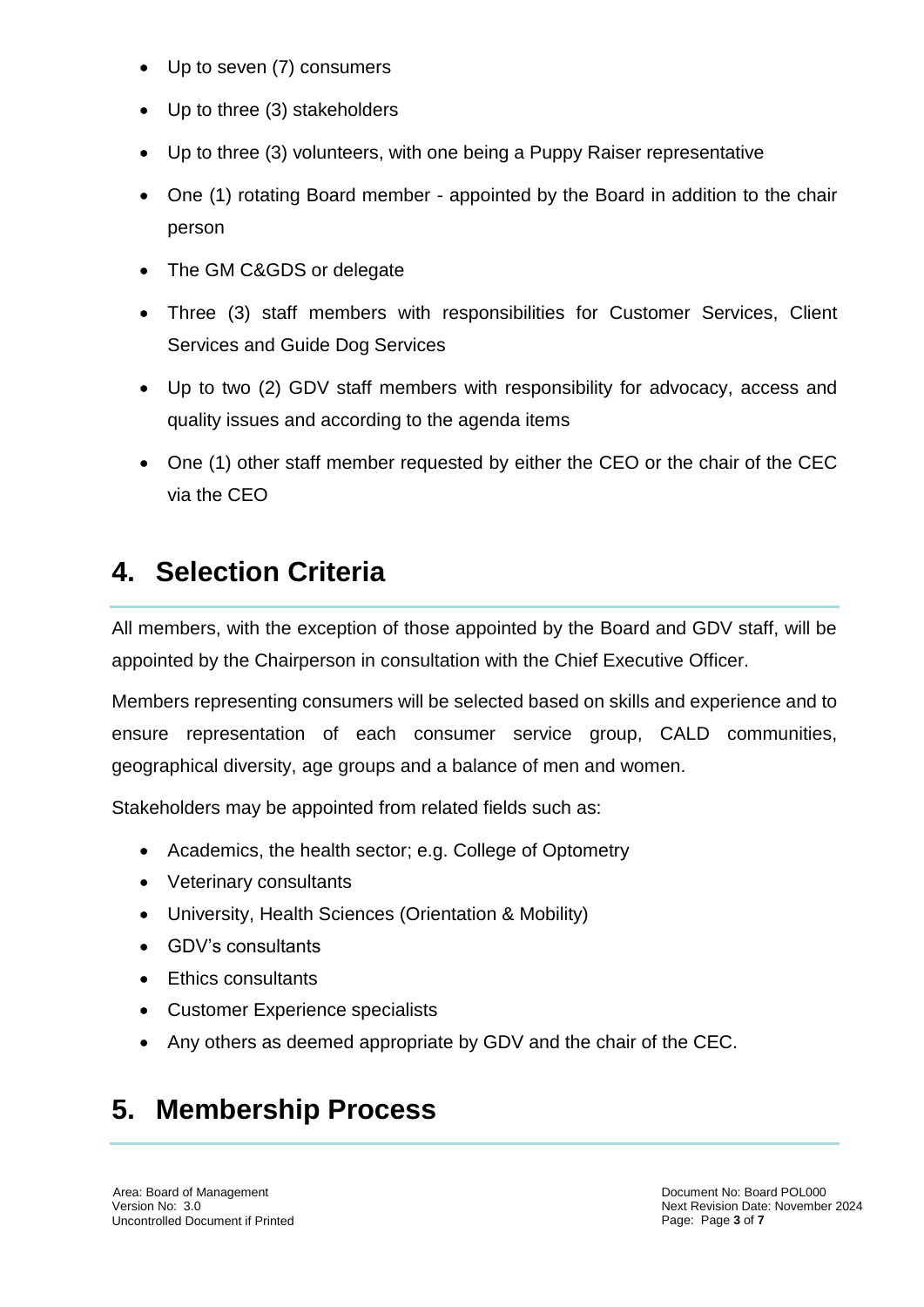- Up to seven (7) consumers
- Up to three (3) stakeholders
- Up to three (3) volunteers, with one being a Puppy Raiser representative
- One (1) rotating Board member - appointed by the Board in addition to the chair person
- The GM C&GDS or delegate
- Three (3) staff members with responsibilities for Customer Services, Client Services and Guide Dog Services
- Up to two (2) GDV staff members with responsibility for advocacy, access and quality issues and according to the agenda items
- One (1) other staff member requested by either the CEO or the chair of the CEC via the CEO

# 4. Selection Criteria

All members, with the exception of those appointed by the Board and GDV staff, will be appointed by the Chairperson in consultation with the Chief Executive Officer.

Members representing consumers will be selected based on skills and experience and to ensure representation of each consumer service group, CALD communities, geographical diversity, age groups and a balance of men and women.

Stakeholders may be appointed from related fields such as:

- Academics, the health sector; e.g. College of Optometry
- Veterinary consultants
- University, Health Sciences (Orientation & Mobility)
- GDV's consultants
- Ethics consultants
- Customer Experience specialists
- Any others as deemed appropriate by GDV and the chair of the CEC.

# 5. Membership Process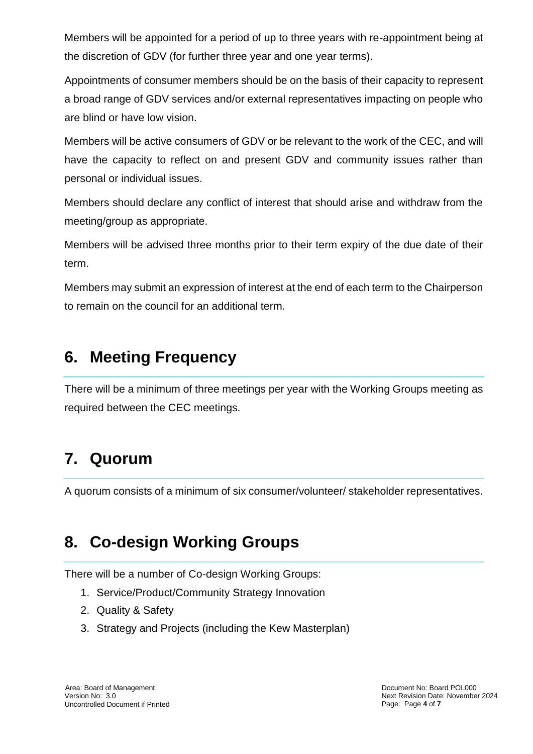Members will be appointed for a period of up to three years with re-appointment being at the discretion of GDV (for further three year and one year terms).

Appointments of consumer members should be on the basis of their capacity to represent a broad range of GDV services and/or external representatives impacting on people who are blind or have low vision.

Members will be active consumers of GDV or be relevant to the work of the CEC, and will have the capacity to reflect on and present GDV and community issues rather than personal or individual issues.

Members should declare any conflict of interest that should arise and withdraw from the meeting/group as appropriate.

Members will be advised three months prior to their term expiry of the due date of their term.

Members may submit an expression of interest at the end of each term to the Chairperson to remain on the council for an additional term.

## 6. Meeting Frequency

There will be a minimum of three meetings per year with the Working Groups meeting as required between the CEC meetings.

## 7. Quorum

A quorum consists of a minimum of six consumer/volunteer/ stakeholder representatives.

## 8. Co-design Working Groups

There will be a number of Co-design Working Groups:

1. Service/Product/Community Strategy Innovation
2. Quality & Safety
3. Strategy and Projects (including the Kew Masterplan)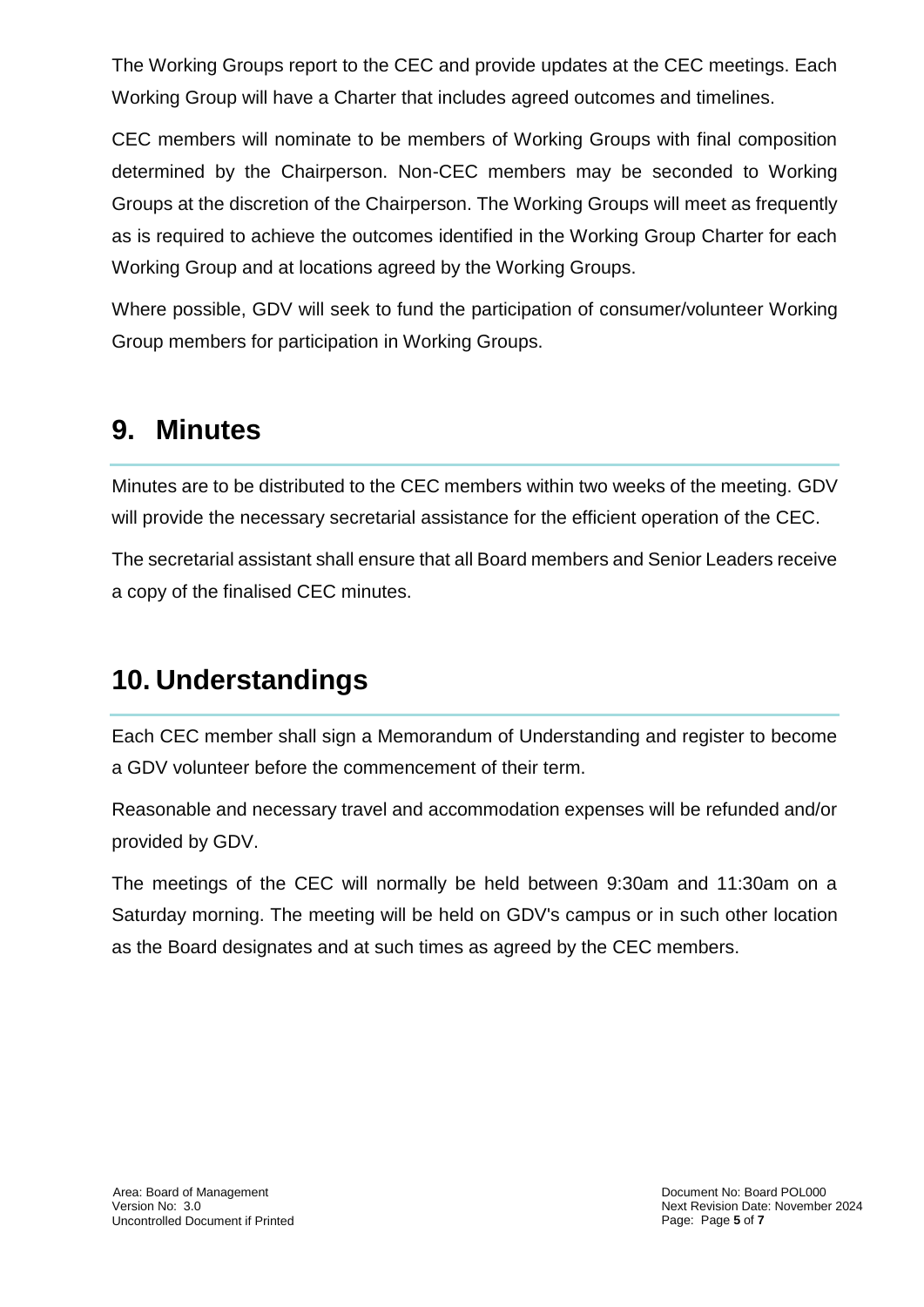The Working Groups report to the CEC and provide updates at the CEC meetings. Each Working Group will have a Charter that includes agreed outcomes and timelines.

CEC members will nominate to be members of Working Groups with final composition determined by the Chairperson. Non-CEC members may be seconded to Working Groups at the discretion of the Chairperson. The Working Groups will meet as frequently as is required to achieve the outcomes identified in the Working Group Charter for each Working Group and at locations agreed by the Working Groups.

Where possible, GDV will seek to fund the participation of consumer/volunteer Working Group members for participation in Working Groups.

## 9. Minutes

Minutes are to be distributed to the CEC members within two weeks of the meeting. GDV will provide the necessary secretarial assistance for the efficient operation of the CEC.

The secretarial assistant shall ensure that all Board members and Senior Leaders receive a copy of the finalised CEC minutes.

## 10. Understandings

Each CEC member shall sign a Memorandum of Understanding and register to become a GDV volunteer before the commencement of their term.

Reasonable and necessary travel and accommodation expenses will be refunded and/or provided by GDV.

The meetings of the CEC will normally be held between 9:30am and 11:30am on a Saturday morning. The meeting will be held on GDV's campus or in such other location as the Board designates and at such times as agreed by the CEC members.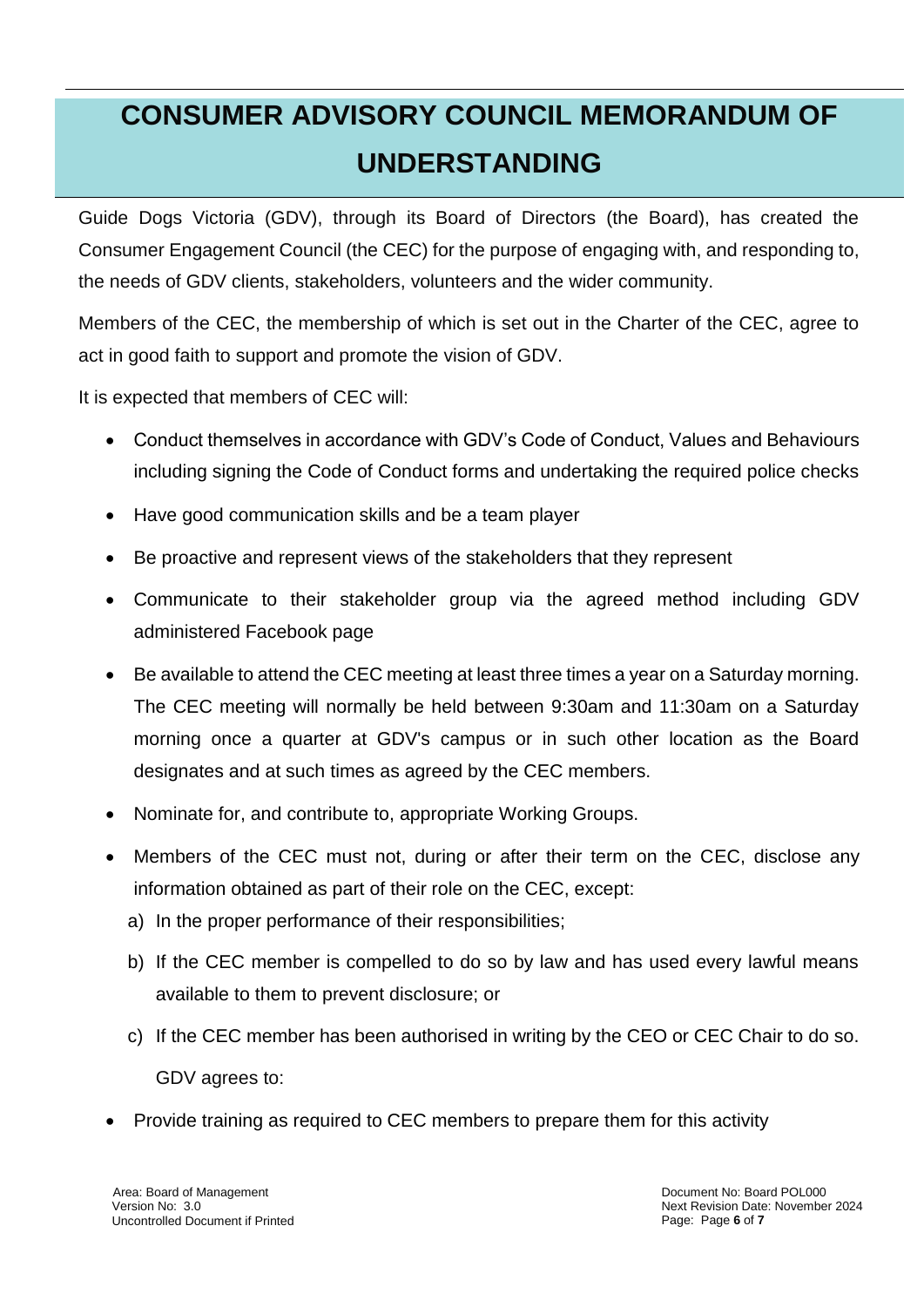# CONSUMER ADVISORY COUNCIL MEMORANDUM OF UNDERSTANDING

Guide Dogs Victoria (GDV), through its Board of Directors (the Board), has created the Consumer Engagement Council (the CEC) for the purpose of engaging with, and responding to, the needs of GDV clients, stakeholders, volunteers and the wider community.

Members of the CEC, the membership of which is set out in the Charter of the CEC, agree to act in good faith to support and promote the vision of GDV.

It is expected that members of CEC will:

- Conduct themselves in accordance with GDV's Code of Conduct, Values and Behaviours including signing the Code of Conduct forms and undertaking the required police checks
- Have good communication skills and be a team player
- Be proactive and represent views of the stakeholders that they represent
- Communicate to their stakeholder group via the agreed method including GDV administered Facebook page
- Be available to attend the CEC meeting at least three times a year on a Saturday morning. The CEC meeting will normally be held between 9:30am and 11:30am on a Saturday morning once a quarter at GDV's campus or in such other location as the Board designates and at such times as agreed by the CEC members.
- Nominate for, and contribute to, appropriate Working Groups.
- Members of the CEC must not, during or after their term on the CEC, disclose any information obtained as part of their role on the CEC, except:
  a) In the proper performance of their responsibilities;
  b) If the CEC member is compelled to do so by law and has used every lawful means available to them to prevent disclosure; or
  c) If the CEC member has been authorised in writing by the CEO or CEC Chair to do so.

GDV agrees to:

- Provide training as required to CEC members to prepare them for this activity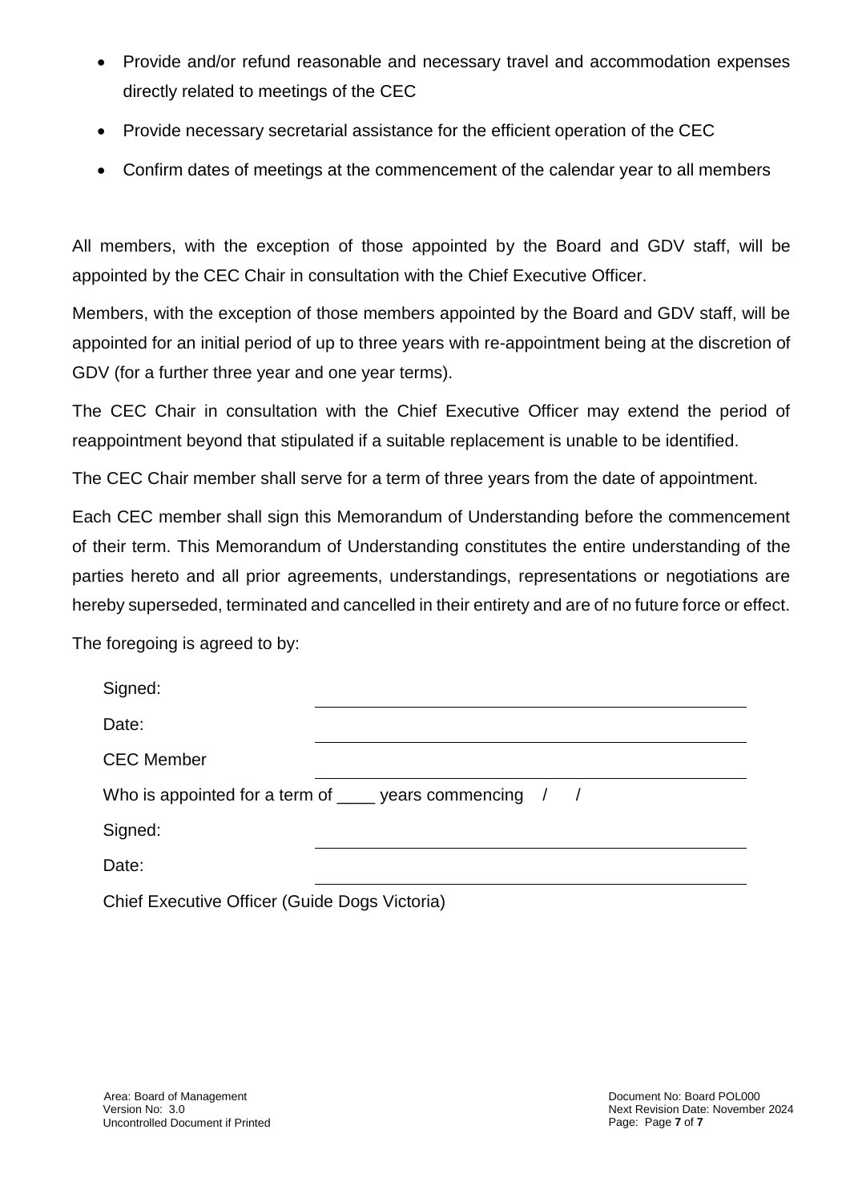- Provide and/or refund reasonable and necessary travel and accommodation expenses directly related to meetings of the CEC
- Provide necessary secretarial assistance for the efficient operation of the CEC
- Confirm dates of meetings at the commencement of the calendar year to all members

All members, with the exception of those appointed by the Board and GDV staff, will be appointed by the CEC Chair in consultation with the Chief Executive Officer.

Members, with the exception of those members appointed by the Board and GDV staff, will be appointed for an initial period of up to three years with re-appointment being at the discretion of GDV (for a further three year and one year terms).

The CEC Chair in consultation with the Chief Executive Officer may extend the period of reappointment beyond that stipulated if a suitable replacement is unable to be identified.

The CEC Chair member shall serve for a term of three years from the date of appointment.

Each CEC member shall sign this Memorandum of Understanding before the commencement of their term. This Memorandum of Understanding constitutes the entire understanding of the parties hereto and all prior agreements, understandings, representations or negotiations are hereby superseded, terminated and cancelled in their entirety and are of no future force or effect.

The foregoing is agreed to by:

Signed: ______________________________

Date: ______________________________

CEC Member ______________________________

Who is appointed for a term of ____ years commencing   /   /

Signed: ______________________________

Date: ______________________________

Chief Executive Officer (Guide Dogs Victoria)